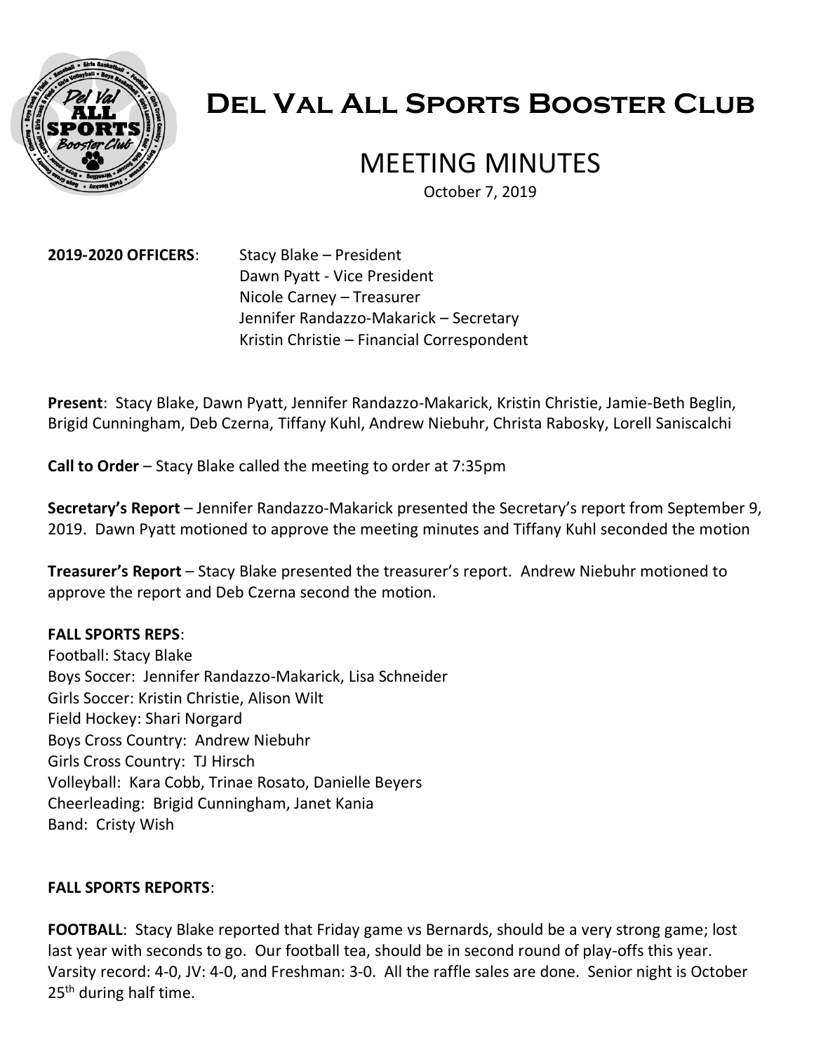# Del Val All Sports Booster Club

## MEETING MINUTES

October 7, 2019

**2019-2020 OFFICERS**: Stacy Blake – President
Dawn Pyatt - Vice President
Nicole Carney – Treasurer
Jennifer Randazzo-Makarick – Secretary
Kristin Christie – Financial Correspondent

**Present**: Stacy Blake, Dawn Pyatt, Jennifer Randazzo-Makarick, Kristin Christie, Jamie-Beth Beglin, Brigid Cunningham, Deb Czerna, Tiffany Kuhl, Andrew Niebuhr, Christa Rabosky, Lorell Saniscalchi

**Call to Order** – Stacy Blake called the meeting to order at 7:35pm

**Secretary's Report** – Jennifer Randazzo-Makarick presented the Secretary's report from September 9, 2019. Dawn Pyatt motioned to approve the meeting minutes and Tiffany Kuhl seconded the motion

**Treasurer's Report** – Stacy Blake presented the treasurer's report. Andrew Niebuhr motioned to approve the report and Deb Czerna second the motion.

**FALL SPORTS REPS**:
Football: Stacy Blake
Boys Soccer: Jennifer Randazzo-Makarick, Lisa Schneider
Girls Soccer: Kristin Christie, Alison Wilt
Field Hockey: Shari Norgard
Boys Cross Country: Andrew Niebuhr
Girls Cross Country: TJ Hirsch
Volleyball: Kara Cobb, Trinae Rosato, Danielle Beyers
Cheerleading: Brigid Cunningham, Janet Kania
Band: Cristy Wish

**FALL SPORTS REPORTS**:

**FOOTBALL**: Stacy Blake reported that Friday game vs Bernards, should be a very strong game; lost last year with seconds to go. Our football tea, should be in second round of play-offs this year. Varsity record: 4-0, JV: 4-0, and Freshman: 3-0. All the raffle sales are done. Senior night is October 25th during half time.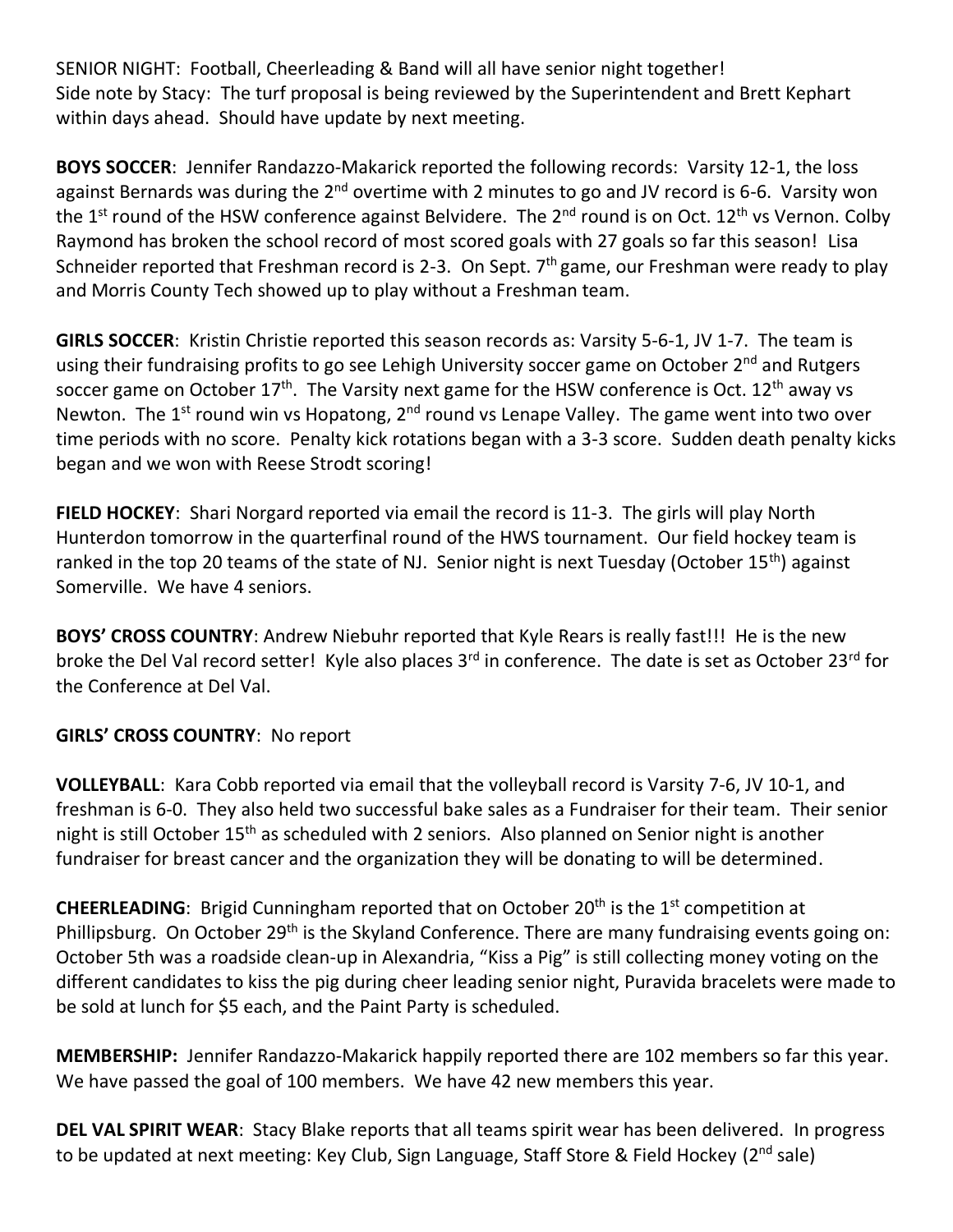SENIOR NIGHT: Football, Cheerleading & Band will all have senior night together!
Side note by Stacy: The turf proposal is being reviewed by the Superintendent and Brett Kephart within days ahead. Should have update by next meeting.

**BOYS SOCCER**: Jennifer Randazzo-Makarick reported the following records: Varsity 12-1, the loss against Bernards was during the 2nd overtime with 2 minutes to go and JV record is 6-6. Varsity won the 1st round of the HSW conference against Belvidere. The 2nd round is on Oct. 12th vs Vernon. Colby Raymond has broken the school record of most scored goals with 27 goals so far this season! Lisa Schneider reported that Freshman record is 2-3. On Sept. 7th game, our Freshman were ready to play and Morris County Tech showed up to play without a Freshman team.

**GIRLS SOCCER**: Kristin Christie reported this season records as: Varsity 5-6-1, JV 1-7. The team is using their fundraising profits to go see Lehigh University soccer game on October 2nd and Rutgers soccer game on October 17th. The Varsity next game for the HSW conference is Oct. 12th away vs Newton. The 1st round win vs Hopatong, 2nd round vs Lenape Valley. The game went into two over time periods with no score. Penalty kick rotations began with a 3-3 score. Sudden death penalty kicks began and we won with Reese Strodt scoring!

**FIELD HOCKEY**: Shari Norgard reported via email the record is 11-3. The girls will play North Hunterdon tomorrow in the quarterfinal round of the HWS tournament. Our field hockey team is ranked in the top 20 teams of the state of NJ. Senior night is next Tuesday (October 15th) against Somerville. We have 4 seniors.

**BOYS' CROSS COUNTRY**: Andrew Niebuhr reported that Kyle Rears is really fast!!! He is the new broke the Del Val record setter! Kyle also places 3rd in conference. The date is set as October 23rd for the Conference at Del Val.

**GIRLS' CROSS COUNTRY**: No report

**VOLLEYBALL**: Kara Cobb reported via email that the volleyball record is Varsity 7-6, JV 10-1, and freshman is 6-0. They also held two successful bake sales as a Fundraiser for their team. Their senior night is still October 15th as scheduled with 2 seniors. Also planned on Senior night is another fundraiser for breast cancer and the organization they will be donating to will be determined.

**CHEERLEADING**: Brigid Cunningham reported that on October 20th is the 1st competition at Phillipsburg. On October 29th is the Skyland Conference. There are many fundraising events going on: October 5th was a roadside clean-up in Alexandria, "Kiss a Pig" is still collecting money voting on the different candidates to kiss the pig during cheer leading senior night, Puravida bracelets were made to be sold at lunch for $5 each, and the Paint Party is scheduled.

**MEMBERSHIP:** Jennifer Randazzo-Makarick happily reported there are 102 members so far this year. We have passed the goal of 100 members. We have 42 new members this year.

**DEL VAL SPIRIT WEAR**: Stacy Blake reports that all teams spirit wear has been delivered. In progress to be updated at next meeting: Key Club, Sign Language, Staff Store & Field Hockey (2nd sale)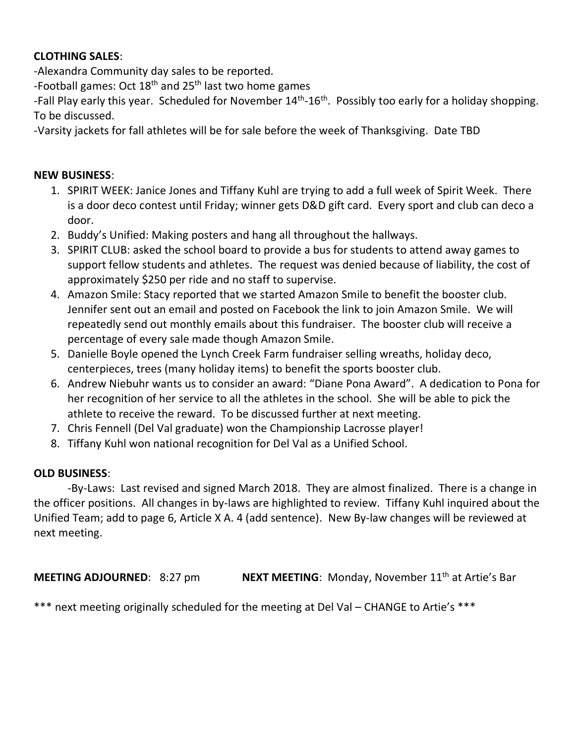**CLOTHING SALES**:

-Alexandra Community day sales to be reported.

-Football games: Oct 18th and 25th last two home games

-Fall Play early this year. Scheduled for November 14th-16th. Possibly too early for a holiday shopping. To be discussed.

-Varsity jackets for fall athletes will be for sale before the week of Thanksgiving. Date TBD

**NEW BUSINESS**:

1. SPIRIT WEEK: Janice Jones and Tiffany Kuhl are trying to add a full week of Spirit Week. There is a door deco contest until Friday; winner gets D&D gift card. Every sport and club can deco a door.
2. Buddy's Unified: Making posters and hang all throughout the hallways.
3. SPIRIT CLUB: asked the school board to provide a bus for students to attend away games to support fellow students and athletes. The request was denied because of liability, the cost of approximately $250 per ride and no staff to supervise.
4. Amazon Smile: Stacy reported that we started Amazon Smile to benefit the booster club. Jennifer sent out an email and posted on Facebook the link to join Amazon Smile. We will repeatedly send out monthly emails about this fundraiser. The booster club will receive a percentage of every sale made though Amazon Smile.
5. Danielle Boyle opened the Lynch Creek Farm fundraiser selling wreaths, holiday deco, centerpieces, trees (many holiday items) to benefit the sports booster club.
6. Andrew Niebuhr wants us to consider an award: "Diane Pona Award". A dedication to Pona for her recognition of her service to all the athletes in the school. She will be able to pick the athlete to receive the reward. To be discussed further at next meeting.
7. Chris Fennell (Del Val graduate) won the Championship Lacrosse player!
8. Tiffany Kuhl won national recognition for Del Val as a Unified School.

**OLD BUSINESS**:

-By-Laws: Last revised and signed March 2018. They are almost finalized. There is a change in the officer positions. All changes in by-laws are highlighted to review. Tiffany Kuhl inquired about the Unified Team; add to page 6, Article X A. 4 (add sentence). New By-law changes will be reviewed at next meeting.

**MEETING ADJOURNED**: 8:27 pm **NEXT MEETING**: Monday, November 11th at Artie's Bar

*** next meeting originally scheduled for the meeting at Del Val – CHANGE to Artie's ***